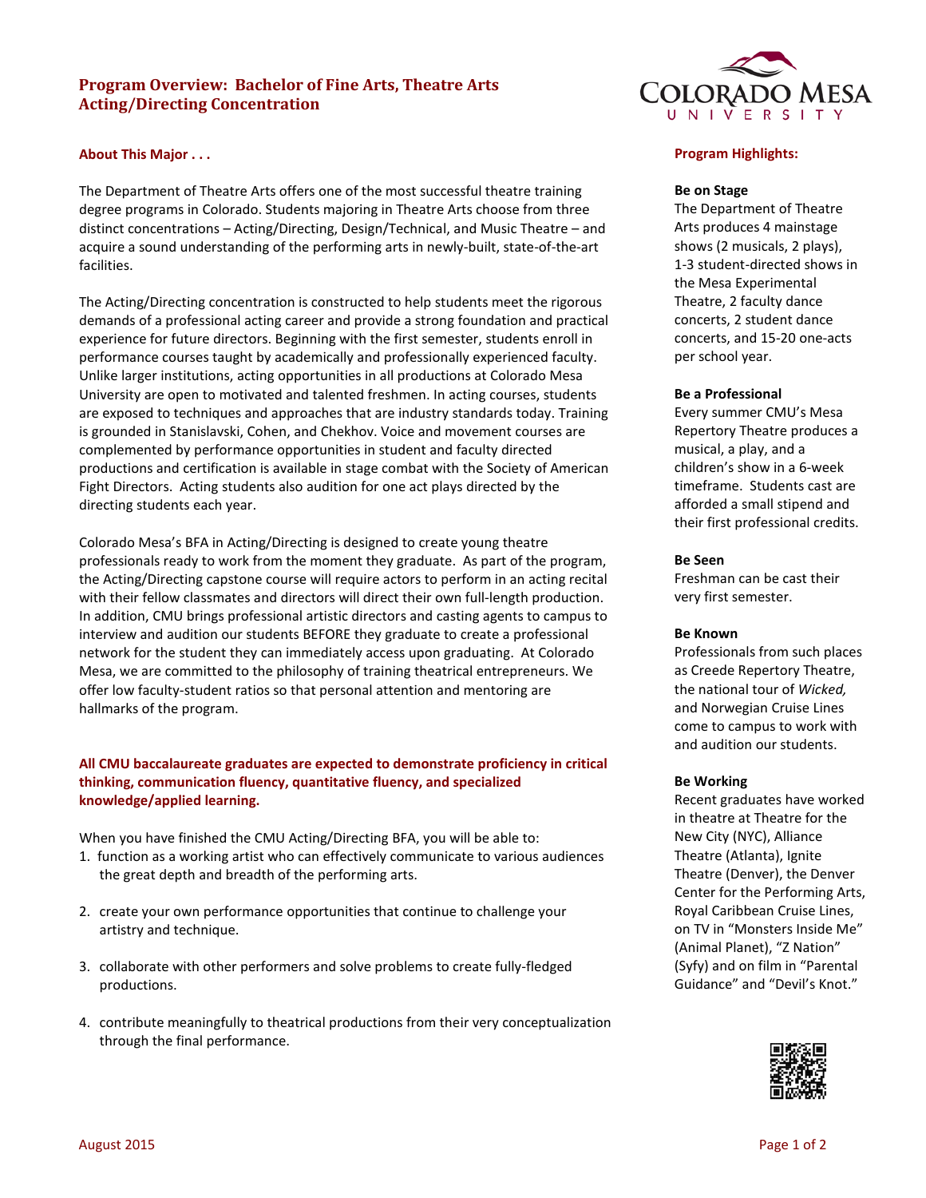# Program Overview: Bachelor of Fine Arts, Theatre Arts Acting/Directing Concentration

## About This Major . . .

The Department of Theatre Arts offers one of the most successful theatre training degree programs in Colorado. Students majoring in Theatre Arts choose from three distinct concentrations – Acting/Directing, Design/Technical, and Music Theatre – and acquire a sound understanding of the performing arts in newly-built, state-of-the-art facilities.

The Acting/Directing concentration is constructed to help students meet the rigorous demands of a professional acting career and provide a strong foundation and practical experience for future directors. Beginning with the first semester, students enroll in performance courses taught by academically and professionally experienced faculty. Unlike larger institutions, acting opportunities in all productions at Colorado Mesa University are open to motivated and talented freshmen. In acting courses, students are exposed to techniques and approaches that are industry standards today. Training is grounded in Stanislavski, Cohen, and Chekhov. Voice and movement courses are complemented by performance opportunities in student and faculty directed productions and certification is available in stage combat with the Society of American Fight Directors. Acting students also audition for one act plays directed by the directing students each year.

Colorado Mesa's BFA in Acting/Directing is designed to create young theatre professionals ready to work from the moment they graduate. As part of the program, the Acting/Directing capstone course will require actors to perform in an acting recital with their fellow classmates and directors will direct their own full-length production. In addition, CMU brings professional artistic directors and casting agents to campus to interview and audition our students BEFORE they graduate to create a professional network for the student they can immediately access upon graduating. At Colorado Mesa, we are committed to the philosophy of training theatrical entrepreneurs. We offer low faculty-student ratios so that personal attention and mentoring are hallmarks of the program.

**All CMU baccalaureate graduates are expected to demonstrate proficiency in critical thinking, communication fluency, quantitative fluency, and specialized knowledge/applied learning.**

When you have finished the CMU Acting/Directing BFA, you will be able to:

1. function as a working artist who can effectively communicate to various audiences the great depth and breadth of the performing arts.
2. create your own performance opportunities that continue to challenge your artistry and technique.
3. collaborate with other performers and solve problems to create fully-fledged productions.
4. contribute meaningfully to theatrical productions from their very conceptualization through the final performance.

## Program Highlights:

**Be on Stage**
The Department of Theatre Arts produces 4 mainstage shows (2 musicals, 2 plays), 1-3 student-directed shows in the Mesa Experimental Theatre, 2 faculty dance concerts, 2 student dance concerts, and 15-20 one-acts per school year.

**Be a Professional**
Every summer CMU's Mesa Repertory Theatre produces a musical, a play, and a children's show in a 6-week timeframe. Students cast are afforded a small stipend and their first professional credits.

**Be Seen**
Freshman can be cast their very first semester.

**Be Known**
Professionals from such places as Creede Repertory Theatre, the national tour of *Wicked,* and Norwegian Cruise Lines come to campus to work with and audition our students.

**Be Working**
Recent graduates have worked in theatre at Theatre for the New City (NYC), Alliance Theatre (Atlanta), Ignite Theatre (Denver), the Denver Center for the Performing Arts, Royal Caribbean Cruise Lines, on TV in "Monsters Inside Me" (Animal Planet), "Z Nation" (Syfy) and on film in "Parental Guidance" and "Devil's Knot."

August 2015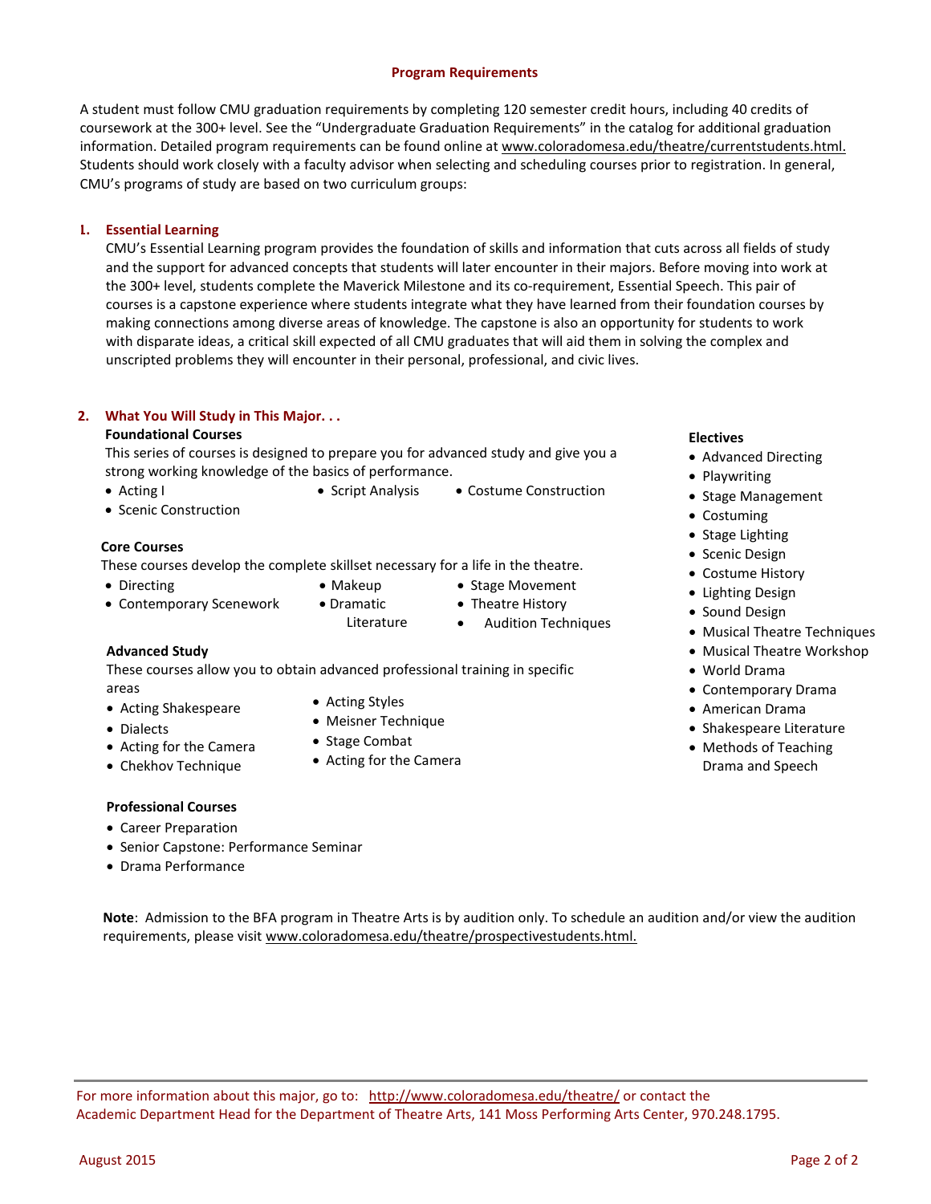## Program Requirements

A student must follow CMU graduation requirements by completing 120 semester credit hours, including 40 credits of coursework at the 300+ level. See the "Undergraduate Graduation Requirements" in the catalog for additional graduation information. Detailed program requirements can be found online at www.coloradomesa.edu/theatre/currentstudents.html. Students should work closely with a faculty advisor when selecting and scheduling courses prior to registration. In general, CMU's programs of study are based on two curriculum groups:

### 1. Essential Learning

CMU's Essential Learning program provides the foundation of skills and information that cuts across all fields of study and the support for advanced concepts that students will later encounter in their majors. Before moving into work at the 300+ level, students complete the Maverick Milestone and its co-requirement, Essential Speech. This pair of courses is a capstone experience where students integrate what they have learned from their foundation courses by making connections among diverse areas of knowledge. The capstone is also an opportunity for students to work with disparate ideas, a critical skill expected of all CMU graduates that will aid them in solving the complex and unscripted problems they will encounter in their personal, professional, and civic lives.

### 2. What You Will Study in This Major. . .

**Foundational Courses**

This series of courses is designed to prepare you for advanced study and give you a strong working knowledge of the basics of performance.

- Acting I
- Script Analysis
- Costume Construction
- Scenic Construction

**Core Courses**

These courses develop the complete skillset necessary for a life in the theatre.

- Directing
- Makeup
- Stage Movement
- Contemporary Scenework
- Dramatic Literature
- Theatre History
- Audition Techniques

**Advanced Study**

These courses allow you to obtain advanced professional training in specific areas

- Acting Shakespeare
- Dialects
- Acting for the Camera
- Chekhov Technique
- Acting Styles
- Meisner Technique
- Stage Combat
- Acting for the Camera

**Professional Courses**

- Career Preparation
- Senior Capstone: Performance Seminar
- Drama Performance

**Electives**

- Advanced Directing
- Playwriting
- Stage Management
- Costuming
- Stage Lighting
- Scenic Design
- Costume History
- Lighting Design
- Sound Design
- Musical Theatre Techniques
- Musical Theatre Workshop
- World Drama
- Contemporary Drama
- American Drama
- Shakespeare Literature
- Methods of Teaching Drama and Speech

**Note**: Admission to the BFA program in Theatre Arts is by audition only. To schedule an audition and/or view the audition requirements, please visit www.coloradomesa.edu/theatre/prospectivestudents.html.

For more information about this major, go to: http://www.coloradomesa.edu/theatre/ or contact the Academic Department Head for the Department of Theatre Arts, 141 Moss Performing Arts Center, 970.248.1795.

August 2015